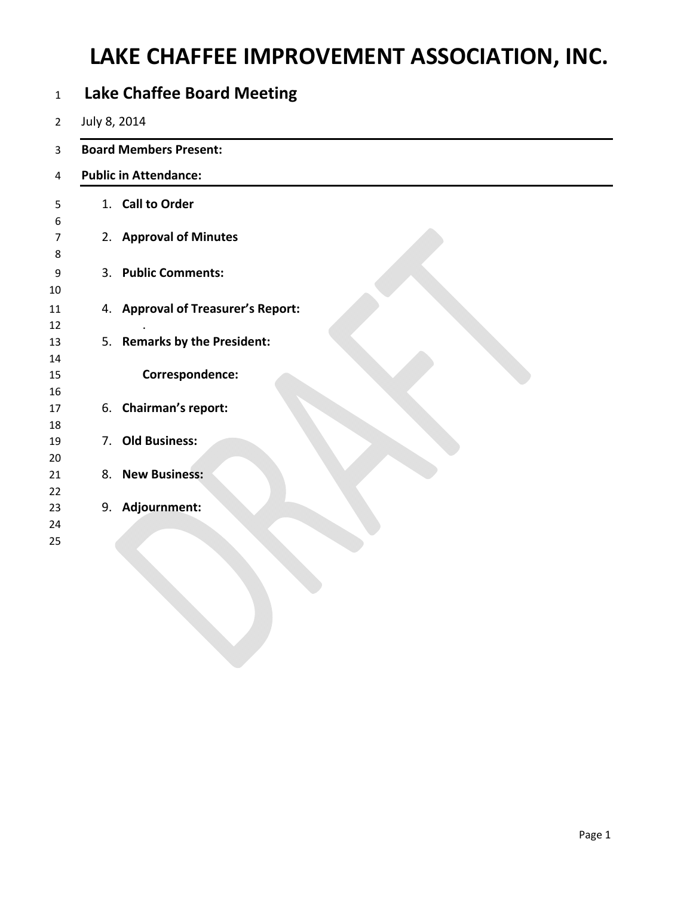# LAKE CHAFFEE IMPROVEMENT ASSOCIATION, INC.

## Lake Chaffee Board Meeting

July 8, 2014

---

**Board Members Present:**

**Public in Attendance:**

---

1. **Call to Order**

2. **Approval of Minutes**

3. **Public Comments:**

4. **Approval of Treasurer's Report:**

   .

5. **Remarks by the President:**

   **Correspondence:**

6. **Chairman's report:**

7. **Old Business:**

8. **New Business:**

9. **Adjournment:**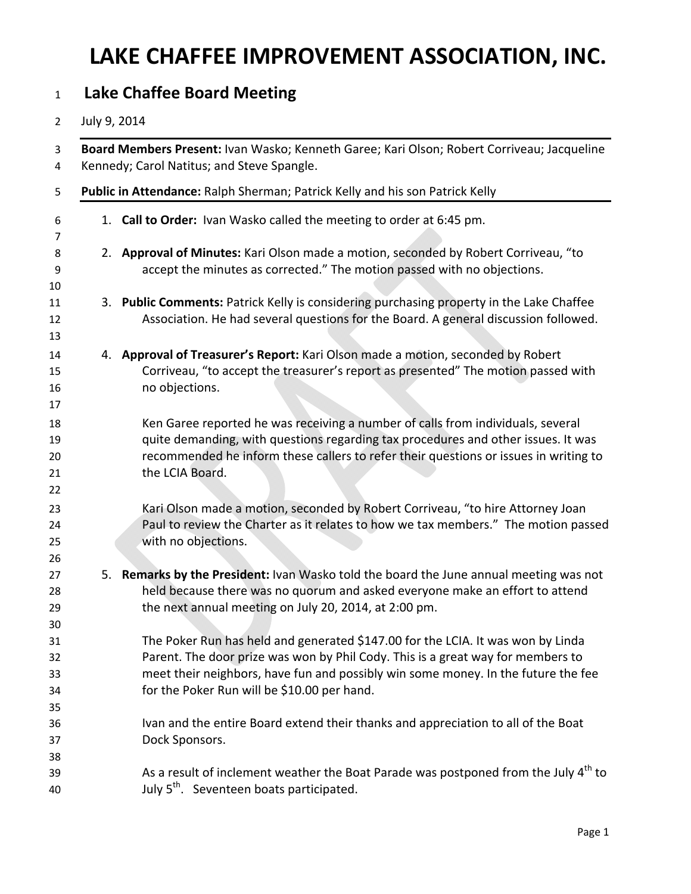# LAKE CHAFFEE IMPROVEMENT ASSOCIATION, INC.

## Lake Chaffee Board Meeting

July 9, 2014

**Board Members Present:** Ivan Wasko; Kenneth Garee; Kari Olson; Robert Corriveau; Jacqueline Kennedy; Carol Natitus; and Steve Spangle.

**Public in Attendance:** Ralph Sherman; Patrick Kelly and his son Patrick Kelly

1. **Call to Order:** Ivan Wasko called the meeting to order at 6:45 pm.

2. **Approval of Minutes:** Kari Olson made a motion, seconded by Robert Corriveau, "to accept the minutes as corrected." The motion passed with no objections.

3. **Public Comments:** Patrick Kelly is considering purchasing property in the Lake Chaffee Association. He had several questions for the Board. A general discussion followed.

4. **Approval of Treasurer's Report:** Kari Olson made a motion, seconded by Robert Corriveau, "to accept the treasurer's report as presented" The motion passed with no objections.

   Ken Garee reported he was receiving a number of calls from individuals, several quite demanding, with questions regarding tax procedures and other issues. It was recommended he inform these callers to refer their questions or issues in writing to the LCIA Board.

   Kari Olson made a motion, seconded by Robert Corriveau, "to hire Attorney Joan Paul to review the Charter as it relates to how we tax members." The motion passed with no objections.

5. **Remarks by the President:** Ivan Wasko told the board the June annual meeting was not held because there was no quorum and asked everyone make an effort to attend the next annual meeting on July 20, 2014, at 2:00 pm.

   The Poker Run has held and generated $147.00 for the LCIA. It was won by Linda Parent. The door prize was won by Phil Cody. This is a great way for members to meet their neighbors, have fun and possibly win some money. In the future the fee for the Poker Run will be $10.00 per hand.

   Ivan and the entire Board extend their thanks and appreciation to all of the Boat Dock Sponsors.

   As a result of inclement weather the Boat Parade was postponed from the July 4th to July 5th. Seventeen boats participated.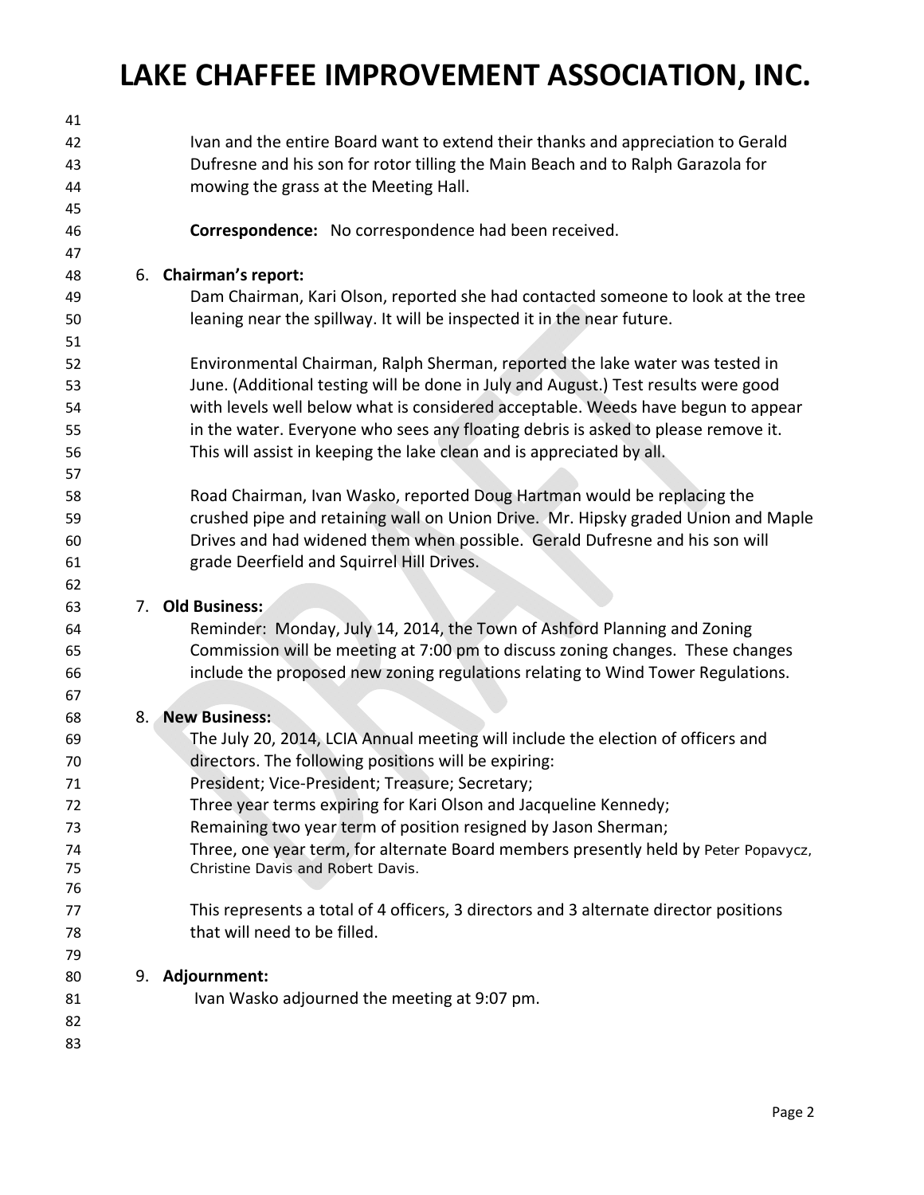Ivan and the entire Board want to extend their thanks and appreciation to Gerald Dufresne and his son for rotor tilling the Main Beach and to Ralph Garazola for mowing the grass at the Meeting Hall.

**Correspondence:** No correspondence had been received.

6. **Chairman's report:**

   Dam Chairman, Kari Olson, reported she had contacted someone to look at the tree leaning near the spillway. It will be inspected it in the near future.

   Environmental Chairman, Ralph Sherman, reported the lake water was tested in June. (Additional testing will be done in July and August.) Test results were good with levels well below what is considered acceptable. Weeds have begun to appear in the water. Everyone who sees any floating debris is asked to please remove it. This will assist in keeping the lake clean and is appreciated by all.

   Road Chairman, Ivan Wasko, reported Doug Hartman would be replacing the crushed pipe and retaining wall on Union Drive. Mr. Hipsky graded Union and Maple Drives and had widened them when possible. Gerald Dufresne and his son will grade Deerfield and Squirrel Hill Drives.

7. **Old Business:**

   Reminder: Monday, July 14, 2014, the Town of Ashford Planning and Zoning Commission will be meeting at 7:00 pm to discuss zoning changes. These changes include the proposed new zoning regulations relating to Wind Tower Regulations.

8. **New Business:**

   The July 20, 2014, LCIA Annual meeting will include the election of officers and directors. The following positions will be expiring:
   President; Vice-President; Treasure; Secretary;
   Three year terms expiring for Kari Olson and Jacqueline Kennedy;
   Remaining two year term of position resigned by Jason Sherman;
   Three, one year term, for alternate Board members presently held by Peter Popavycz, Christine Davis and Robert Davis.

   This represents a total of 4 officers, 3 directors and 3 alternate director positions that will need to be filled.

9. **Adjournment:**

   Ivan Wasko adjourned the meeting at 9:07 pm.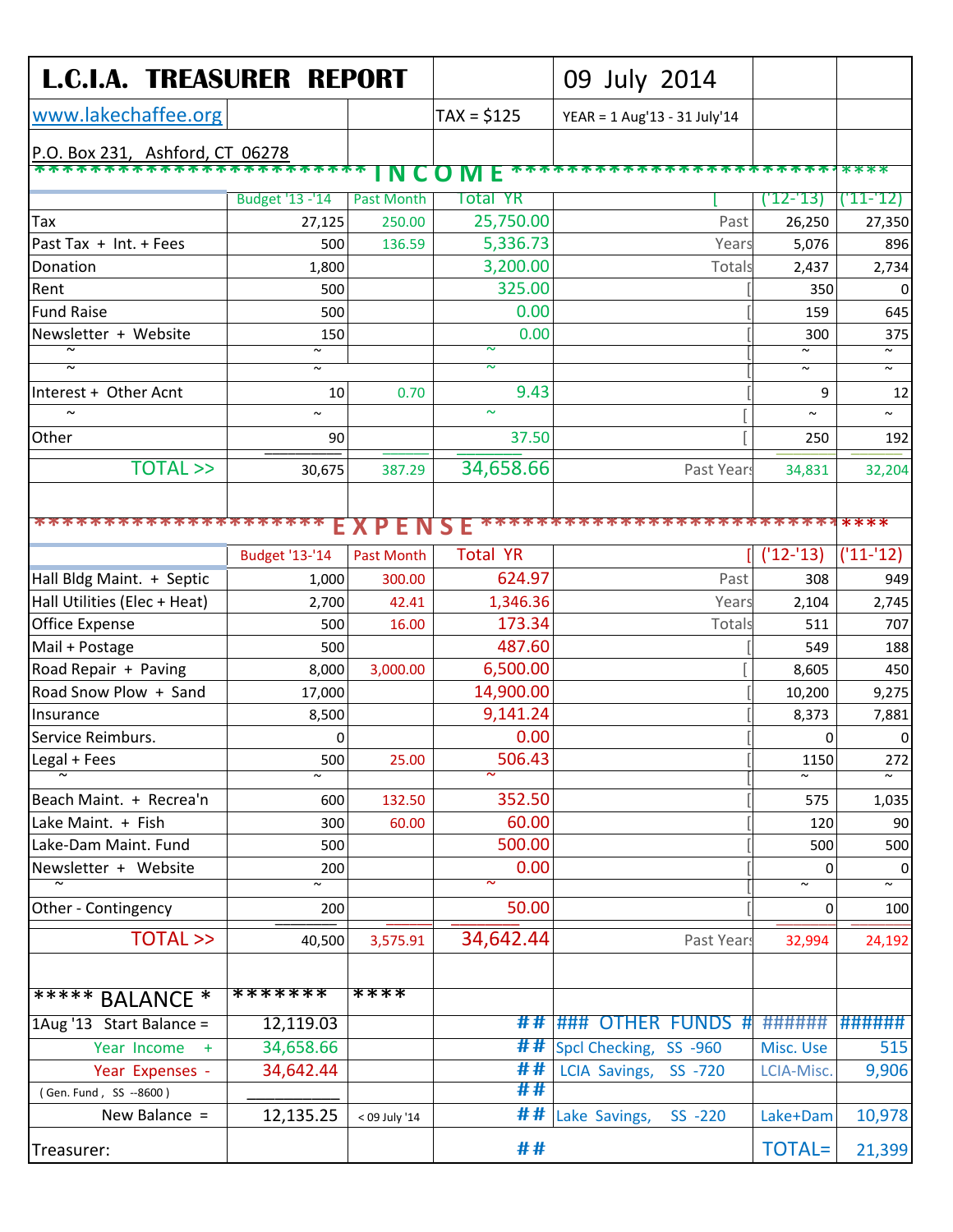# L.C.I.A. TREASURER REPORT

09 July 2014

www.lakechaffee.org

TAX = $125

YEAR = 1 Aug'13 - 31 July'14

P.O. Box 231, Ashford, CT 06278

## INCOME

| | Budget '13 -'14 | Past Month | Total YR | | ('12-'13) | ('11-'12) |
|---|---|---|---|---|---|---|
| Tax | 27,125 | 250.00 | 25,750.00 | Past | 26,250 | 27,350 |
| Past Tax + Int. + Fees | 500 | 136.59 | 5,336.73 | Years | 5,076 | 896 |
| Donation | 1,800 | | 3,200.00 | Totals | 2,437 | 2,734 |
| Rent | 500 | | 325.00 | [ | 350 | 0 |
| Fund Raise | 500 | | 0.00 | [ | 159 | 645 |
| Newsletter + Website | 150 | | 0.00 | [ | 300 | 375 |
| ~ | ~ | | ~ | [ | ~ | ~ |
| ~ | ~ | | ~ | [ | ~ | ~ |
| Interest + Other Acnt | 10 | 0.70 | 9.43 | [ | 9 | 12 |
| ~ | ~ | | ~ | [ | ~ | ~ |
| Other | 90 | | 37.50 | [ | 250 | 192 |
| TOTAL >> | 30,675 | 387.29 | 34,658.66 | Past Years | 34,831 | 32,204 |

## EXPENSE

| | Budget '13-'14 | Past Month | Total YR | [ | ('12-'13) | ('11-'12) |
|---|---|---|---|---|---|---|
| Hall Bldg Maint. + Septic | 1,000 | 300.00 | 624.97 | Past | 308 | 949 |
| Hall Utilities (Elec + Heat) | 2,700 | 42.41 | 1,346.36 | Years | 2,104 | 2,745 |
| Office Expense | 500 | 16.00 | 173.34 | Totals | 511 | 707 |
| Mail + Postage | 500 | | 487.60 | [ | 549 | 188 |
| Road Repair + Paving | 8,000 | 3,000.00 | 6,500.00 | [ | 8,605 | 450 |
| Road Snow Plow + Sand | 17,000 | | 14,900.00 | [ | 10,200 | 9,275 |
| Insurance | 8,500 | | 9,141.24 | [ | 8,373 | 7,881 |
| Service Reimburs. | 0 | | 0.00 | [ | 0 | 0 |
| Legal + Fees | 500 | 25.00 | 506.43 | [ | 1150 | 272 |
| ~ | ~ | | ~ | [ | ~ | ~ |
| Beach Maint. + Recrea'n | 600 | 132.50 | 352.50 | [ | 575 | 1,035 |
| Lake Maint. + Fish | 300 | 60.00 | 60.00 | [ | 120 | 90 |
| Lake-Dam Maint. Fund | 500 | | 500.00 | [ | 500 | 500 |
| Newsletter + Website | 200 | | 0.00 | [ | 0 | 0 |
| ~ | ~ | | ~ | [ | ~ | ~ |
| Other - Contingency | 200 | | 50.00 | [ | 0 | 100 |
| TOTAL >> | 40,500 | 3,575.91 | 34,642.44 | Past Years | 32,994 | 24,192 |

## ***** BALANCE * ******* ****

| | | | | | | |
|---|---|---|---|---|---|---|
| 1Aug '13 Start Balance = | 12,119.03 | | ## | ### OTHER FUNDS # | ###### | ###### |
| Year Income + | 34,658.66 | | ## | Spcl Checking, SS -960 | Misc. Use | 515 |
| Year Expenses - | 34,642.44 | | ## | LCIA Savings, SS -720 | LCIA-Misc. | 9,906 |
| ( Gen. Fund , SS --8600 ) | ___________ | | ## | | | |
| New Balance = | 12,135.25 | < 09 July '14 | ## | Lake Savings, SS -220 | Lake+Dam | 10,978 |
| Treasurer: | | | ## | | TOTAL= | 21,399 |